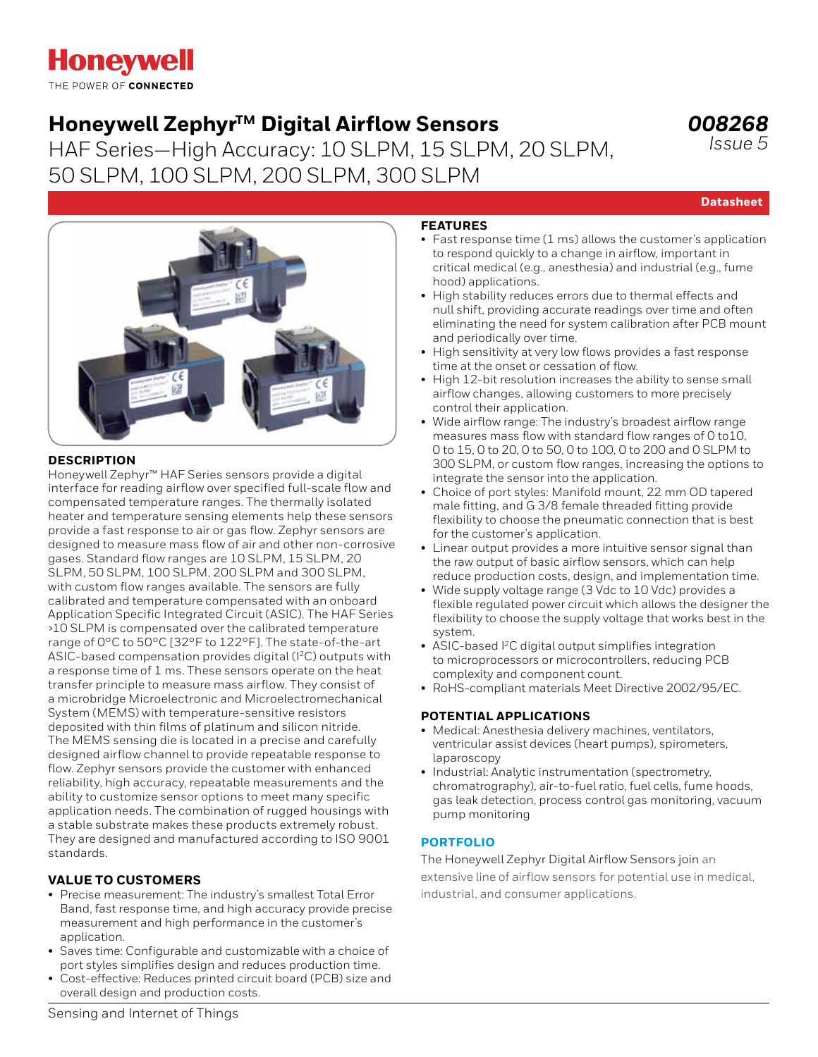Honeywell

THE POWER OF **CONNECTED**

# Honeywell Zephyr™ Digital Airflow Sensors

## HAF Series—High Accuracy: 10 SLPM, 15 SLPM, 20 SLPM, 50 SLPM, 100 SLPM, 200 SLPM, 300 SLPM

***008268***
*Issue 5*

**Datasheet**

### DESCRIPTION

Honeywell Zephyr™ HAF Series sensors provide a digital interface for reading airflow over specified full-scale flow and compensated temperature ranges. The thermally isolated heater and temperature sensing elements help these sensors provide a fast response to air or gas flow. Zephyr sensors are designed to measure mass flow of air and other non-corrosive gases. Standard flow ranges are 10 SLPM, 15 SLPM, 20 SLPM, 50 SLPM, 100 SLPM, 200 SLPM and 300 SLPM, with custom flow ranges available. The sensors are fully calibrated and temperature compensated with an onboard Application Specific Integrated Circuit (ASIC). The HAF Series >10 SLPM is compensated over the calibrated temperature range of 0°C to 50°C [32°F to 122°F]. The state-of-the-art ASIC-based compensation provides digital (I²C) outputs with a response time of 1 ms. These sensors operate on the heat transfer principle to measure mass airflow. They consist of a microbridge Microelectronic and Microelectromechanical System (MEMS) with temperature-sensitive resistors deposited with thin films of platinum and silicon nitride. The MEMS sensing die is located in a precise and carefully designed airflow channel to provide repeatable response to flow. Zephyr sensors provide the customer with enhanced reliability, high accuracy, repeatable measurements and the ability to customize sensor options to meet many specific application needs. The combination of rugged housings with a stable substrate makes these products extremely robust. They are designed and manufactured according to ISO 9001 standards.

### VALUE TO CUSTOMERS

- Precise measurement: The industry's smallest Total Error Band, fast response time, and high accuracy provide precise measurement and high performance in the customer's application.
- Saves time: Configurable and customizable with a choice of port styles simplifies design and reduces production time.
- Cost-effective: Reduces printed circuit board (PCB) size and overall design and production costs.

### FEATURES

- Fast response time (1 ms) allows the customer's application to respond quickly to a change in airflow, important in critical medical (e.g., anesthesia) and industrial (e.g., fume hood) applications.
- High stability reduces errors due to thermal effects and null shift, providing accurate readings over time and often eliminating the need for system calibration after PCB mount and periodically over time.
- High sensitivity at very low flows provides a fast response time at the onset or cessation of flow.
- High 12-bit resolution increases the ability to sense small airflow changes, allowing customers to more precisely control their application.
- Wide airflow range: The industry's broadest airflow range measures mass flow with standard flow ranges of 0 to10, 0 to 15, 0 to 20, 0 to 50, 0 to 100, 0 to 200 and 0 SLPM to 300 SLPM, or custom flow ranges, increasing the options to integrate the sensor into the application.
- Choice of port styles: Manifold mount, 22 mm OD tapered male fitting, and G 3/8 female threaded fitting provide flexibility to choose the pneumatic connection that is best for the customer's application.
- Linear output provides a more intuitive sensor signal than the raw output of basic airflow sensors, which can help reduce production costs, design, and implementation time.
- Wide supply voltage range (3 Vdc to 10 Vdc) provides a flexible regulated power circuit which allows the designer the flexibility to choose the supply voltage that works best in the system.
- ASIC-based I²C digital output simplifies integration to microprocessors or microcontrollers, reducing PCB complexity and component count.
- RoHS-compliant materials Meet Directive 2002/95/EC.

### POTENTIAL APPLICATIONS

- Medical: Anesthesia delivery machines, ventilators, ventricular assist devices (heart pumps), spirometers, laparoscopy
- Industrial: Analytic instrumentation (spectrometry, chromatrography), air-to-fuel ratio, fuel cells, fume hoods, gas leak detection, process control gas monitoring, vacuum pump monitoring

### PORTFOLIO

The Honeywell Zephyr Digital Airflow Sensors join an extensive line of airflow sensors for potential use in medical, industrial, and consumer applications.

Sensing and Internet of Things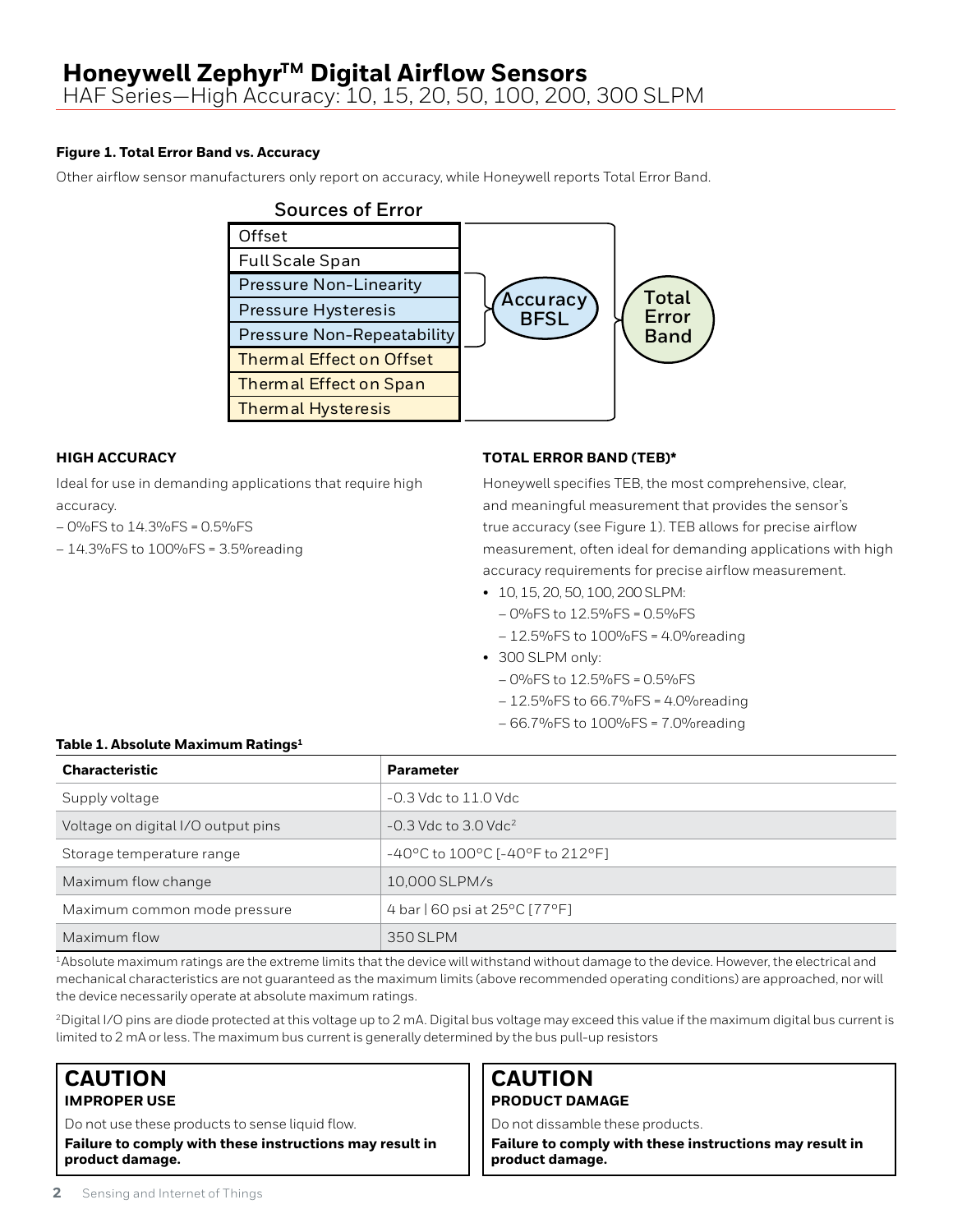**Figure 1. Total Error Band vs. Accuracy**

Other airflow sensor manufacturers only report on accuracy, while Honeywell reports Total Error Band.

Sources of Error

- Offset
- Full Scale Span
- Pressure Non-Linearity
- Pressure Hysteresis
- Pressure Non-Repeatability
- Thermal Effect on Offset
- Thermal Effect on Span
- Thermal Hysteresis

Accuracy BFSL

Total Error Band

### HIGH ACCURACY

Ideal for use in demanding applications that require high accuracy.

– 0%FS to 14.3%FS = 0.5%FS

– 14.3%FS to 100%FS = 3.5%reading

### TOTAL ERROR BAND (TEB)*

Honeywell specifies TEB, the most comprehensive, clear, and meaningful measurement that provides the sensor's true accuracy (see Figure 1). TEB allows for precise airflow measurement, often ideal for demanding applications with high accuracy requirements for precise airflow measurement.

- 10, 15, 20, 50, 100, 200 SLPM:
  - – 0%FS to 12.5%FS = 0.5%FS
  - – 12.5%FS to 100%FS = 4.0%reading
- 300 SLPM only:
  - – 0%FS to 12.5%FS = 0.5%FS
  - – 12.5%FS to 66.7%FS = 4.0%reading
  - – 66.7%FS to 100%FS = 7.0%reading

**Table 1. Absolute Maximum Ratings[1]**

| Characteristic | Parameter |
|---|---|
| Supply voltage | -0.3 Vdc to 11.0 Vdc |
| Voltage on digital I/O output pins | -0.3 Vdc to 3.0 Vdc[2] |
| Storage temperature range | -40°C to 100°C [-40°F to 212°F] |
| Maximum flow change | 10,000 SLPM/s |
| Maximum common mode pressure | 4 bar \| 60 psi at 25°C [77°F] |
| Maximum flow | 350 SLPM |

[1]Absolute maximum ratings are the extreme limits that the device will withstand without damage to the device. However, the electrical and mechanical characteristics are not guaranteed as the maximum limits (above recommended operating conditions) are approached, nor will the device necessarily operate at absolute maximum ratings.

[2]Digital I/O pins are diode protected at this voltage up to 2 mA. Digital bus voltage may exceed this value if the maximum digital bus current is limited to 2 mA or less. The maximum bus current is generally determined by the bus pull-up resistors

## CAUTION
**IMPROPER USE**

Do not use these products to sense liquid flow.

**Failure to comply with these instructions may result in product damage.**

## CAUTION
**PRODUCT DAMAGE**

Do not dissamble these products.

**Failure to comply with these instructions may result in product damage.**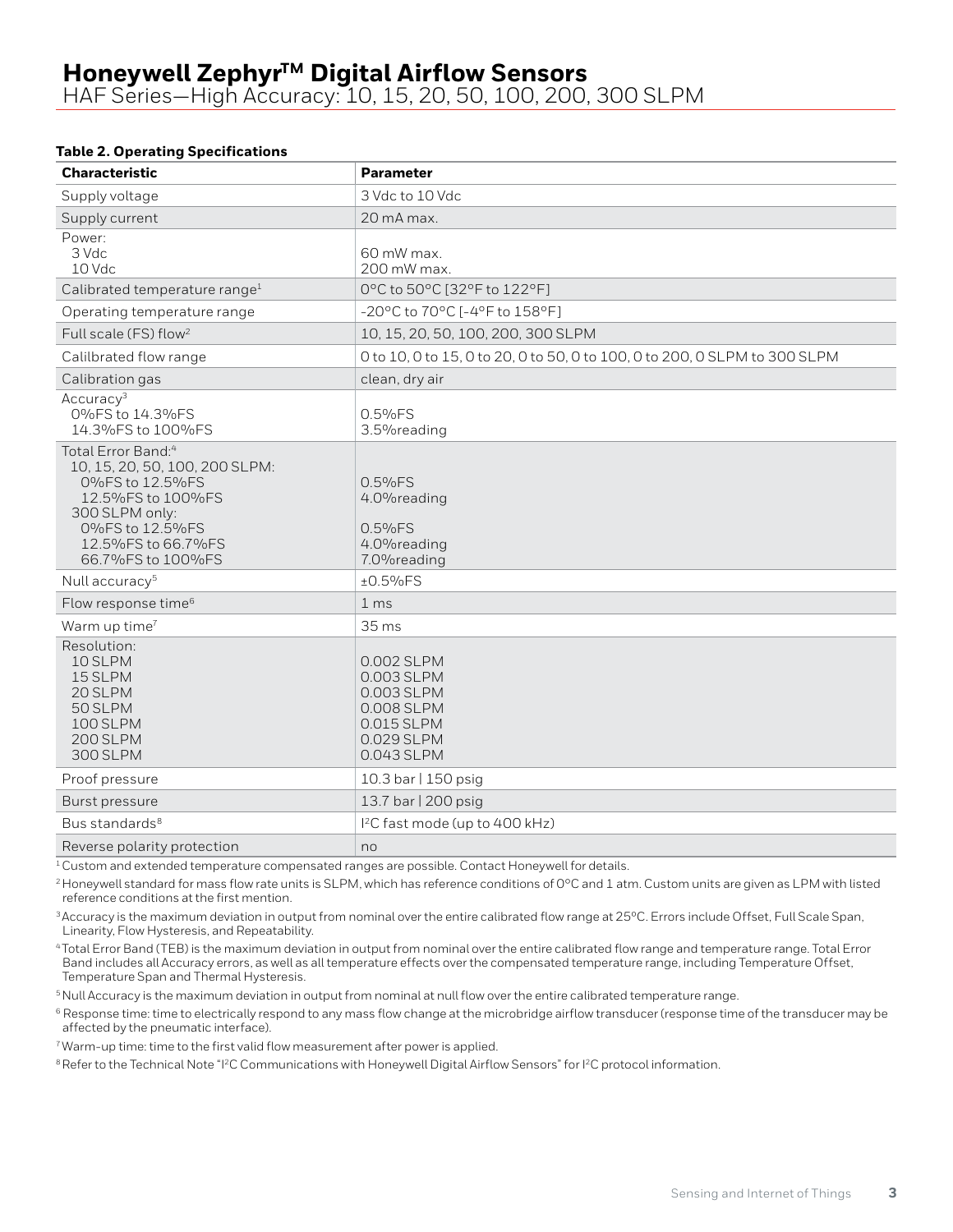# Honeywell Zephyr™ Digital Airflow Sensors

HAF Series—High Accuracy: 10, 15, 20, 50, 100, 200, 300 SLPM

**Table 2. Operating Specifications**

| Characteristic | Parameter |
|---|---|
| Supply voltage | 3 Vdc to 10 Vdc |
| Supply current | 20 mA max. |
| Power:<br>3 Vdc<br>10 Vdc | <br>60 mW max.<br>200 mW max. |
| Calibrated temperature range[1] | 0°C to 50°C [32°F to 122°F] |
| Operating temperature range | -20°C to 70°C [-4°F to 158°F] |
| Full scale (FS) flow[2] | 10, 15, 20, 50, 100, 200, 300 SLPM |
| Calilbrated flow range | 0 to 10, 0 to 15, 0 to 20, 0 to 50, 0 to 100, 0 to 200, 0 SLPM to 300 SLPM |
| Calibration gas | clean, dry air |
| Accuracy[3]<br>0%FS to 14.3%FS<br>14.3%FS to 100%FS | <br>0.5%FS<br>3.5%reading |
| Total Error Band:[4]<br>10, 15, 20, 50, 100, 200 SLPM:<br>0%FS to 12.5%FS<br>12.5%FS to 100%FS<br>300 SLPM only:<br>0%FS to 12.5%FS<br>12.5%FS to 66.7%FS<br>66.7%FS to 100%FS | <br><br>0.5%FS<br>4.0%reading<br><br>0.5%FS<br>4.0%reading<br>7.0%reading |
| Null accuracy[5] | ±0.5%FS |
| Flow response time[6] | 1 ms |
| Warm up time[7] | 35 ms |
| Resolution:<br>10 SLPM<br>15 SLPM<br>20 SLPM<br>50 SLPM<br>100 SLPM<br>200 SLPM<br>300 SLPM | <br>0.002 SLPM<br>0.003 SLPM<br>0.003 SLPM<br>0.008 SLPM<br>0.015 SLPM<br>0.029 SLPM<br>0.043 SLPM |
| Proof pressure | 10.3 bar \| 150 psig |
| Burst pressure | 13.7 bar \| 200 psig |
| Bus standards[8] | I²C fast mode (up to 400 kHz) |
| Reverse polarity protection | no |

[1] Custom and extended temperature compensated ranges are possible. Contact Honeywell for details.

[2] Honeywell standard for mass flow rate units is SLPM, which has reference conditions of 0°C and 1 atm. Custom units are given as LPM with listed reference conditions at the first mention.

[3] Accuracy is the maximum deviation in output from nominal over the entire calibrated flow range at 25°C. Errors include Offset, Full Scale Span, Linearity, Flow Hysteresis, and Repeatability.

[4] Total Error Band (TEB) is the maximum deviation in output from nominal over the entire calibrated flow range and temperature range. Total Error Band includes all Accuracy errors, as well as all temperature effects over the compensated temperature range, including Temperature Offset, Temperature Span and Thermal Hysteresis.

[5] Null Accuracy is the maximum deviation in output from nominal at null flow over the entire calibrated temperature range.

[6] Response time: time to electrically respond to any mass flow change at the microbridge airflow transducer (response time of the transducer may be affected by the pneumatic interface).

[7] Warm-up time: time to the first valid flow measurement after power is applied.

[8] Refer to the Technical Note "I²C Communications with Honeywell Digital Airflow Sensors" for I²C protocol information.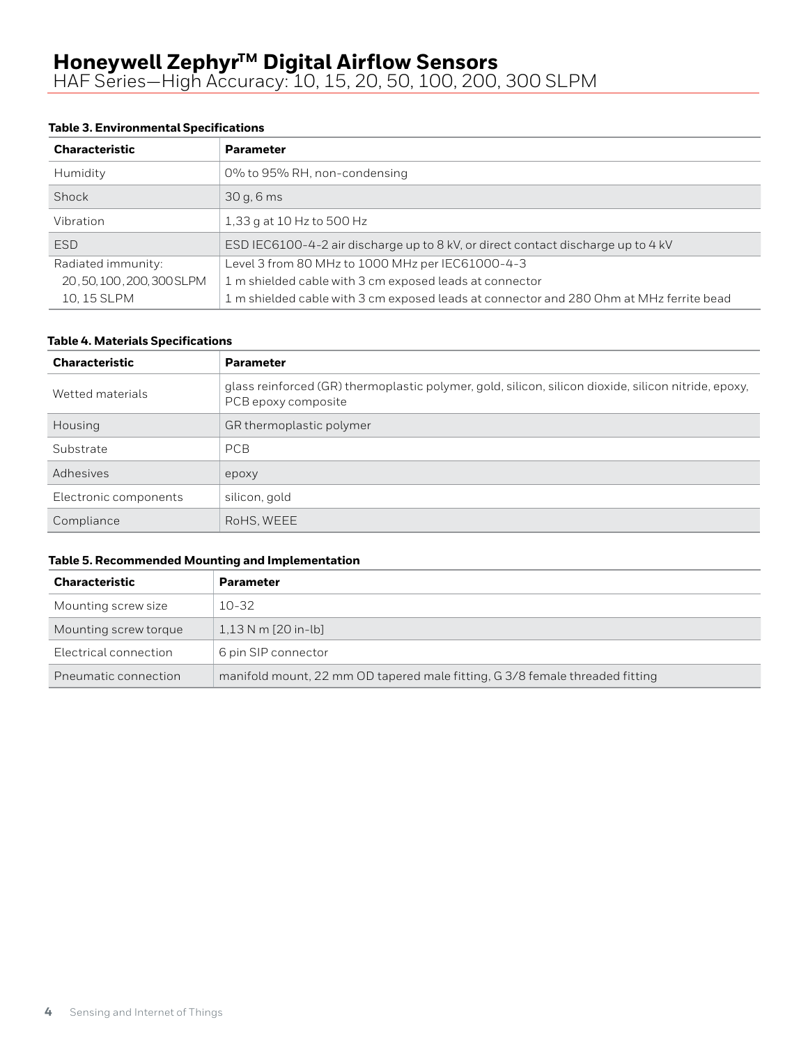# Honeywell Zephyr™ Digital Airflow Sensors

HAF Series—High Accuracy: 10, 15, 20, 50, 100, 200, 300 SLPM

**Table 3. Environmental Specifications**

| Characteristic | Parameter |
|---|---|
| Humidity | 0% to 95% RH, non-condensing |
| Shock | 30 g, 6 ms |
| Vibration | 1,33 g at 10 Hz to 500 Hz |
| ESD | ESD IEC6100-4-2 air discharge up to 8 kV, or direct contact discharge up to 4 kV |
| Radiated immunity: | Level 3 from 80 MHz to 1000 MHz per IEC61000-4-3 |
| 20, 50, 100, 200, 300 SLPM | 1 m shielded cable with 3 cm exposed leads at connector |
| 10, 15 SLPM | 1 m shielded cable with 3 cm exposed leads at connector and 280 Ohm at MHz ferrite bead |

**Table 4. Materials Specifications**

| Characteristic | Parameter |
|---|---|
| Wetted materials | glass reinforced (GR) thermoplastic polymer, gold, silicon, silicon dioxide, silicon nitride, epoxy, PCB epoxy composite |
| Housing | GR thermoplastic polymer |
| Substrate | PCB |
| Adhesives | epoxy |
| Electronic components | silicon, gold |
| Compliance | RoHS, WEEE |

**Table 5. Recommended Mounting and Implementation**

| Characteristic | Parameter |
|---|---|
| Mounting screw size | 10-32 |
| Mounting screw torque | 1,13 N m [20 in-lb] |
| Electrical connection | 6 pin SIP connector |
| Pneumatic connection | manifold mount, 22 mm OD tapered male fitting, G 3/8 female threaded fitting |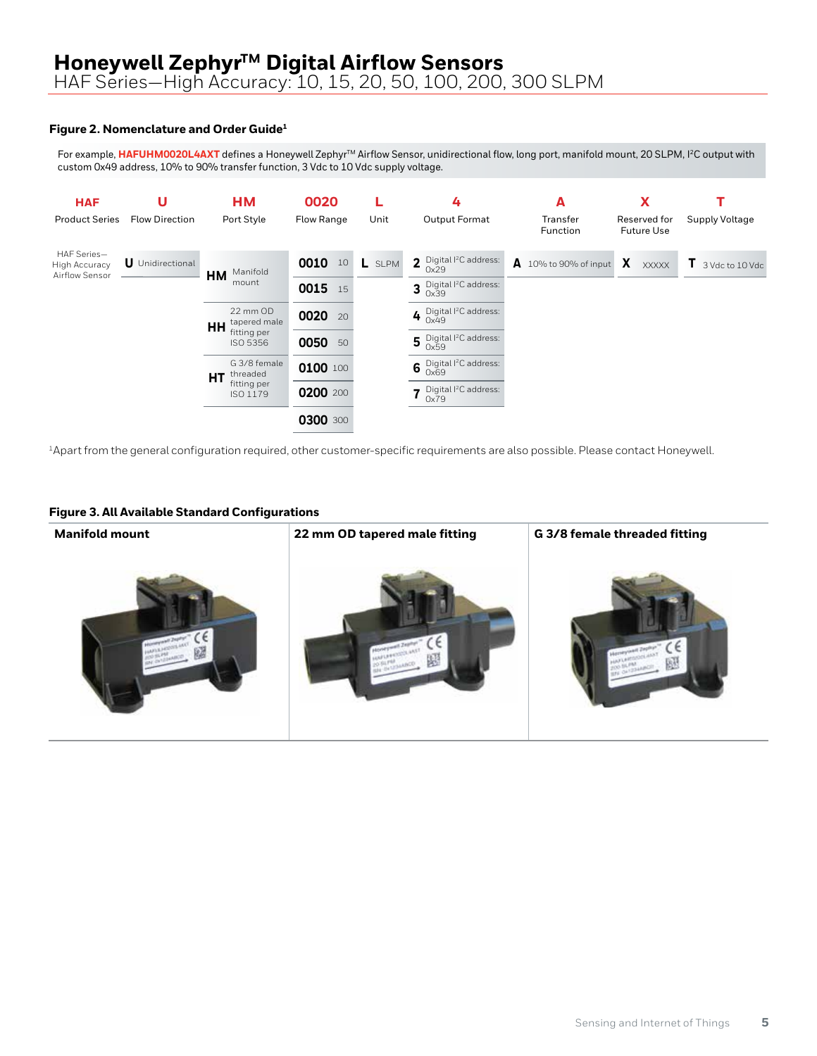# Honeywell Zephyr™ Digital Airflow Sensors

HAF Series—High Accuracy: 10, 15, 20, 50, 100, 200, 300 SLPM

### Figure 2. Nomenclature and Order Guide[1]

For example, **HAFUHM0020L4AXT** defines a Honeywell Zephyr™ Airflow Sensor, unidirectional flow, long port, manifold mount, 20 SLPM, I²C output with custom 0x49 address, 10% to 90% transfer function, 3 Vdc to 10 Vdc supply voltage.

| HAF | U | HM | 0020 | L | 4 | A | X | T |
|---|---|---|---|---|---|---|---|---|
| Product Series | Flow Direction | Port Style | Flow Range | Unit | Output Format | Transfer Function | Reserved for Future Use | Supply Voltage |
| HAF Series—High Accuracy Airflow Sensor | **U** Unidirectional | **HM** Manifold mount | **0010** 10 | **L** SLPM | **2** Digital I²C address: 0x29 | **A** 10% to 90% of input | **X** XXXXX | **T** 3 Vdc to 10 Vdc |
| | | | **0015** 15 | | **3** Digital I²C address: 0x39 | | | |
| | | **HH** 22 mm OD tapered male fitting per ISO 5356 | **0020** 20 | | **4** Digital I²C address: 0x49 | | | |
| | | | **0050** 50 | | **5** Digital I²C address: 0x59 | | | |
| | | **HT** G 3/8 female threaded fitting per ISO 1179 | **0100** 100 | | **6** Digital I²C address: 0x69 | | | |
| | | | **0200** 200 | | **7** Digital I²C address: 0x79 | | | |
| | | | **0300** 300 | | | | | |

[1]Apart from the general configuration required, other customer-specific requirements are also possible. Please contact Honeywell.

### Figure 3. All Available Standard Configurations

| Manifold mount | 22 mm OD tapered male fitting | G 3/8 female threaded fitting |
|---|---|---|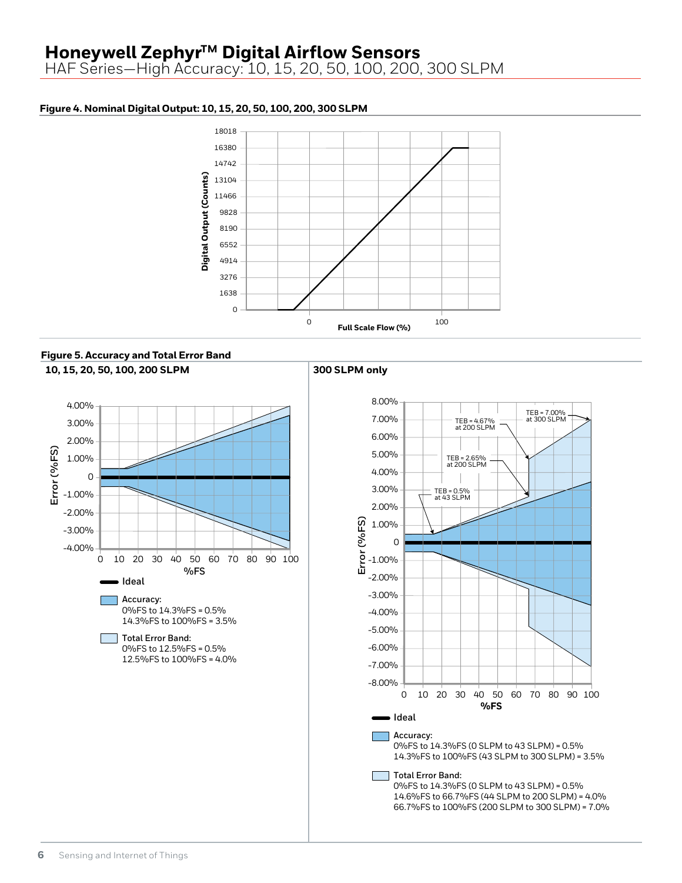**Figure 4. Nominal Digital Output: 10, 15, 20, 50, 100, 200, 300 SLPM**

**Figure 5. Accuracy and Total Error Band**

**10, 15, 20, 50, 100, 200 SLPM**

Ideal

Accuracy:
0%FS to 14.3%FS = 0.5%
14.3%FS to 100%FS = 3.5%

Total Error Band:
0%FS to 12.5%FS = 0.5%
12.5%FS to 100%FS = 4.0%

**300 SLPM only**

TEB = 7.00% at 300 SLPM

TEB = 4.67% at 200 SLPM

TEB = 2.65% at 200 SLPM

TEB = 0.5% at 43 SLPM

Ideal

Accuracy:
0%FS to 14.3%FS (0 SLPM to 43 SLPM) = 0.5%
14.3%FS to 100%FS (43 SLPM to 300 SLPM) = 3.5%

Total Error Band:
0%FS to 14.3%FS (0 SLPM to 43 SLPM) = 0.5%
14.6%FS to 66.7%FS (44 SLPM to 200 SLPM) = 4.0%
66.7%FS to 100%FS (200 SLPM to 300 SLPM) = 7.0%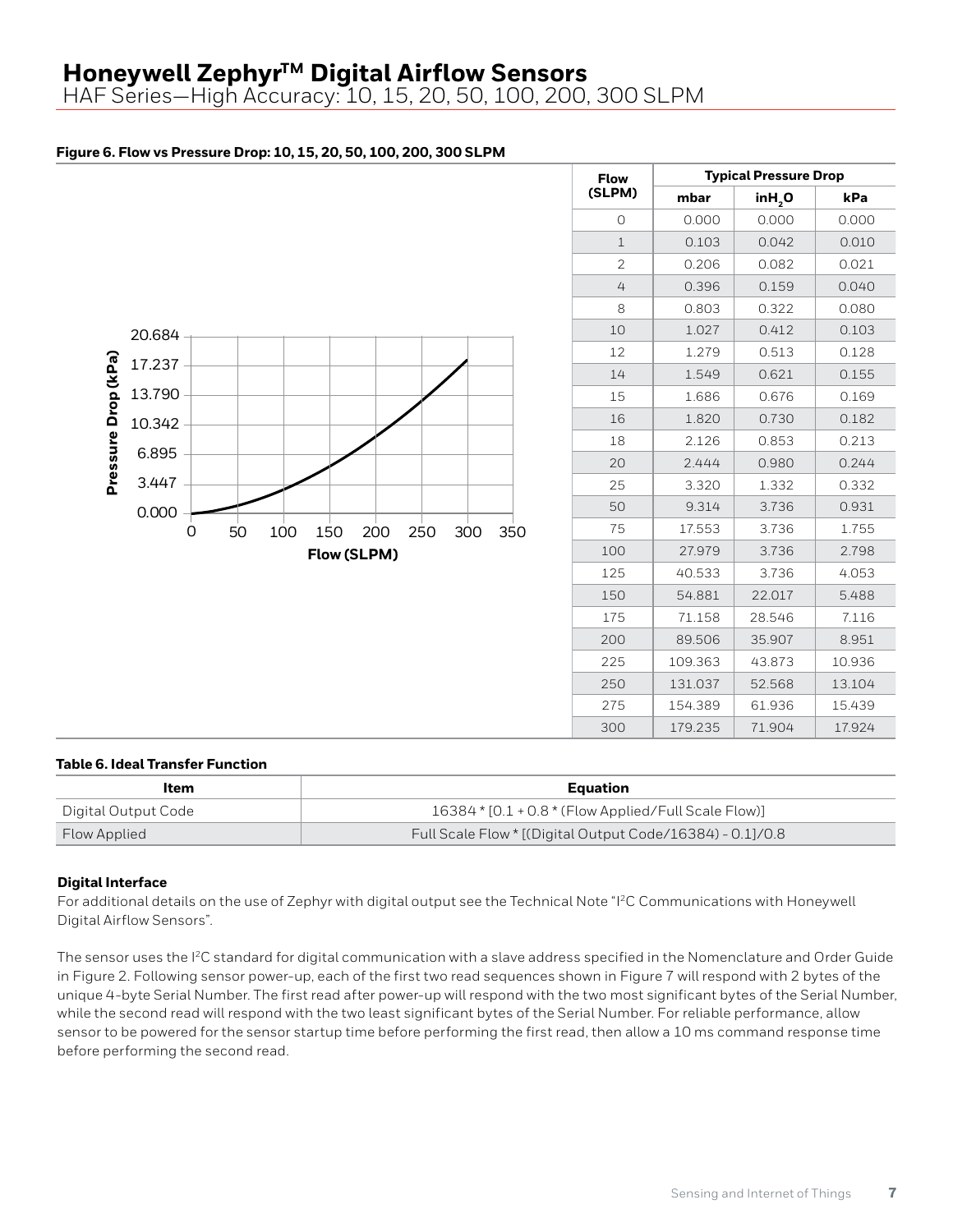# Honeywell Zephyr™ Digital Airflow Sensors

HAF Series—High Accuracy: 10, 15, 20, 50, 100, 200, 300 SLPM

**Figure 6. Flow vs Pressure Drop: 10, 15, 20, 50, 100, 200, 300 SLPM**

| Flow (SLPM) | Typical Pressure Drop | | |
|---|---|---|---|
| | mbar | $inH_2O$ | kPa |
| 0 | 0.000 | 0.000 | 0.000 |
| 1 | 0.103 | 0.042 | 0.010 |
| 2 | 0.206 | 0.082 | 0.021 |
| 4 | 0.396 | 0.159 | 0.040 |
| 8 | 0.803 | 0.322 | 0.080 |
| 10 | 1.027 | 0.412 | 0.103 |
| 12 | 1.279 | 0.513 | 0.128 |
| 14 | 1.549 | 0.621 | 0.155 |
| 15 | 1.686 | 0.676 | 0.169 |
| 16 | 1.820 | 0.730 | 0.182 |
| 18 | 2.126 | 0.853 | 0.213 |
| 20 | 2.444 | 0.980 | 0.244 |
| 25 | 3.320 | 1.332 | 0.332 |
| 50 | 9.314 | 3.736 | 0.931 |
| 75 | 17.553 | 3.736 | 1.755 |
| 100 | 27.979 | 3.736 | 2.798 |
| 125 | 40.533 | 3.736 | 4.053 |
| 150 | 54.881 | 22.017 | 5.488 |
| 175 | 71.158 | 28.546 | 7.116 |
| 200 | 89.506 | 35.907 | 8.951 |
| 225 | 109.363 | 43.873 | 10.936 |
| 250 | 131.037 | 52.568 | 13.104 |
| 275 | 154.389 | 61.936 | 15.439 |
| 300 | 179.235 | 71.904 | 17.924 |

**Table 6. Ideal Transfer Function**

| Item | Equation |
|---|---|
| Digital Output Code | 16384 * [0.1 + 0.8 * (Flow Applied/Full Scale Flow)] |
| Flow Applied | Full Scale Flow * [(Digital Output Code/16384) - 0.1]/0.8 |

**Digital Interface**

For additional details on the use of Zephyr with digital output see the Technical Note "I²C Communications with Honeywell Digital Airflow Sensors".

The sensor uses the I²C standard for digital communication with a slave address specified in the Nomenclature and Order Guide in Figure 2. Following sensor power-up, each of the first two read sequences shown in Figure 7 will respond with 2 bytes of the unique 4-byte Serial Number. The first read after power-up will respond with the two most significant bytes of the Serial Number, while the second read will respond with the two least significant bytes of the Serial Number. For reliable performance, allow sensor to be powered for the sensor startup time before performing the first read, then allow a 10 ms command response time before performing the second read.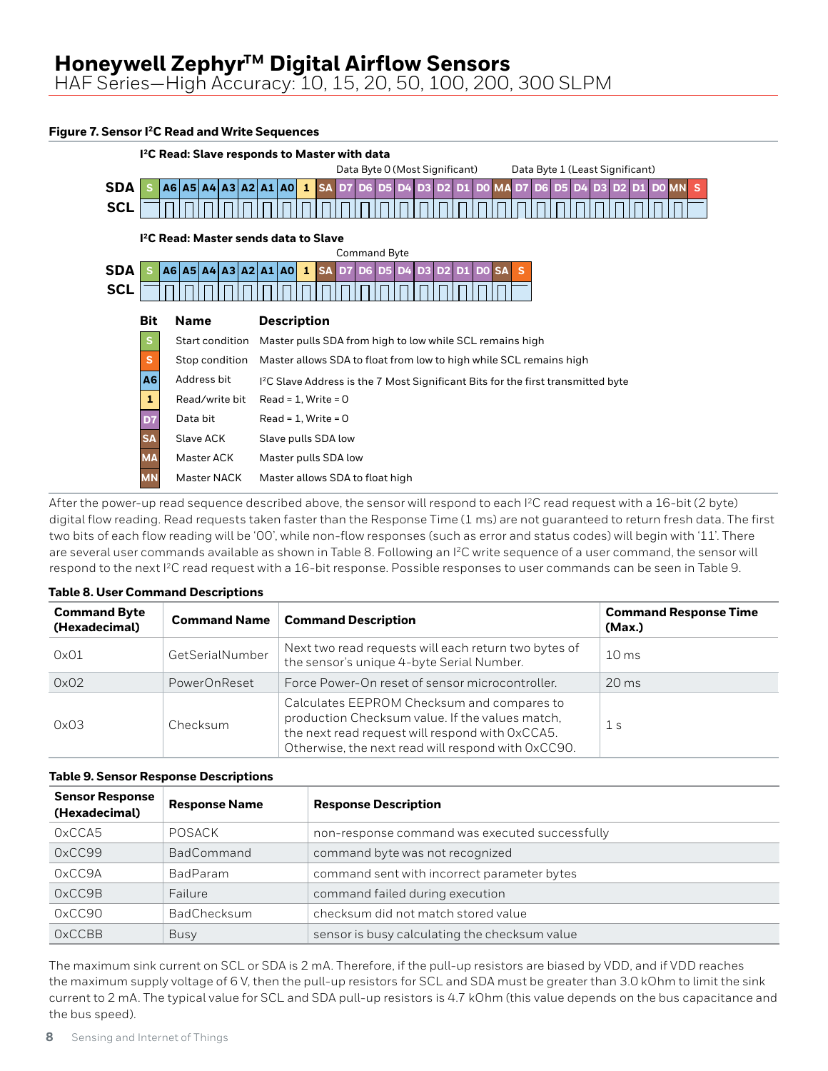# Honeywell Zephyr™ Digital Airflow Sensors

HAF Series—High Accuracy: 10, 15, 20, 50, 100, 200, 300 SLPM

**Figure 7. Sensor I²C Read and Write Sequences**

**I²C Read: Slave responds to Master with data**

Data Byte 0 (Most Significant) Data Byte 1 (Least Significant)

SDA: S A6 A5 A4 A3 A2 A1 A0 1 SA D7 D6 D5 D4 D3 D2 D1 D0 MA D7 D6 D5 D4 D3 D2 D1 D0 MN S

SCL

**I²C Read: Master sends data to Slave**

Command Byte

SDA: S A6 A5 A4 A3 A2 A1 A0 1 SA D7 D6 D5 D4 D3 D2 D1 D0 SA S

SCL

| Bit | Name | Description |
|---|---|---|
| S | Start condition | Master pulls SDA from high to low while SCL remains high |
| S | Stop condition | Master allows SDA to float from low to high while SCL remains high |
| A6 | Address bit | I²C Slave Address is the 7 Most Significant Bits for the first transmitted byte |
| 1 | Read/write bit | Read = 1, Write = 0 |
| D7 | Data bit | Read = 1, Write = 0 |
| SA | Slave ACK | Slave pulls SDA low |
| MA | Master ACK | Master pulls SDA low |
| MN | Master NACK | Master allows SDA to float high |

After the power-up read sequence described above, the sensor will respond to each I²C read request with a 16-bit (2 byte) digital flow reading. Read requests taken faster than the Response Time (1 ms) are not guaranteed to return fresh data. The first two bits of each flow reading will be '00', while non-flow responses (such as error and status codes) will begin with '11'. There are several user commands available as shown in Table 8. Following an I²C write sequence of a user command, the sensor will respond to the next I²C read request with a 16-bit response. Possible responses to user commands can be seen in Table 9.

**Table 8. User Command Descriptions**

| Command Byte (Hexadecimal) | Command Name | Command Description | Command Response Time (Max.) |
|---|---|---|---|
| 0x01 | GetSerialNumber | Next two read requests will each return two bytes of the sensor's unique 4-byte Serial Number. | 10 ms |
| 0x02 | PowerOnReset | Force Power-On reset of sensor microcontroller. | 20 ms |
| 0x03 | Checksum | Calculates EEPROM Checksum and compares to production Checksum value. If the values match, the next read request will respond with 0xCCA5. Otherwise, the next read will respond with 0xCC90. | 1 s |

**Table 9. Sensor Response Descriptions**

| Sensor Response (Hexadecimal) | Response Name | Response Description |
|---|---|---|
| 0xCCA5 | POSACK | non-response command was executed successfully |
| 0xCC99 | BadCommand | command byte was not recognized |
| 0xCC9A | BadParam | command sent with incorrect parameter bytes |
| 0xCC9B | Failure | command failed during execution |
| 0xCC90 | BadChecksum | checksum did not match stored value |
| 0xCCBB | Busy | sensor is busy calculating the checksum value |

The maximum sink current on SCL or SDA is 2 mA. Therefore, if the pull-up resistors are biased by VDD, and if VDD reaches the maximum supply voltage of 6 V, then the pull-up resistors for SCL and SDA must be greater than 3.0 kOhm to limit the sink current to 2 mA. The typical value for SCL and SDA pull-up resistors is 4.7 kOhm (this value depends on the bus capacitance and the bus speed).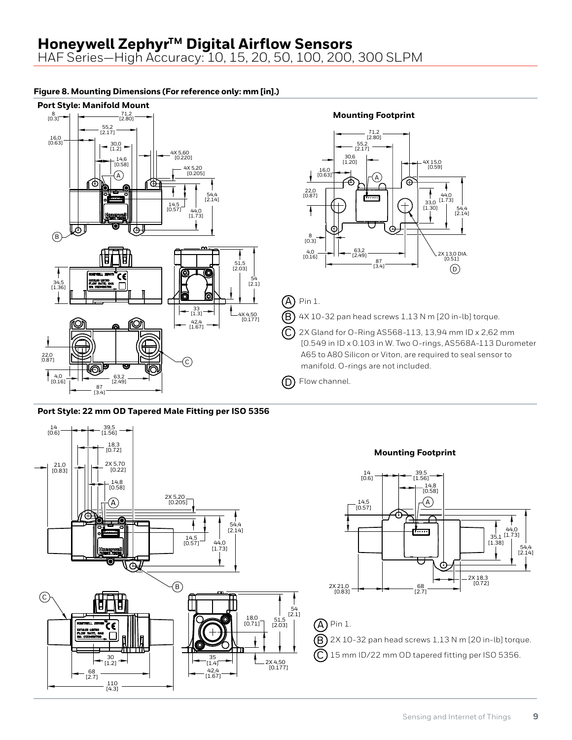# Honeywell Zephyr™ Digital Airflow Sensors

HAF Series—High Accuracy: 10, 15, 20, 50, 100, 200, 300 SLPM

**Figure 8. Mounting Dimensions (For reference only: mm [in].)**

**Port Style: Manifold Mount**

**Mounting Footprint**

- (A) Pin 1.
- (B) 4X 10-32 pan head screws 1,13 N m [20 in-lb] torque.
- (C) 2X Gland for O-Ring AS568-113, 13,94 mm ID x 2,62 mm [0.549 in ID x 0.103 in W. Two O-rings, AS568A-113 Durometer A65 to A80 Silicon or Viton, are required to seal sensor to manifold. O-rings are not included.
- (D) Flow channel.

**Port Style: 22 mm OD Tapered Male Fitting per ISO 5356**

**Mounting Footprint**

- (A) Pin 1.
- (B) 2X 10-32 pan head screws 1,13 N m [20 in-lb] torque.
- (C) 15 mm ID/22 mm OD tapered fitting per ISO 5356.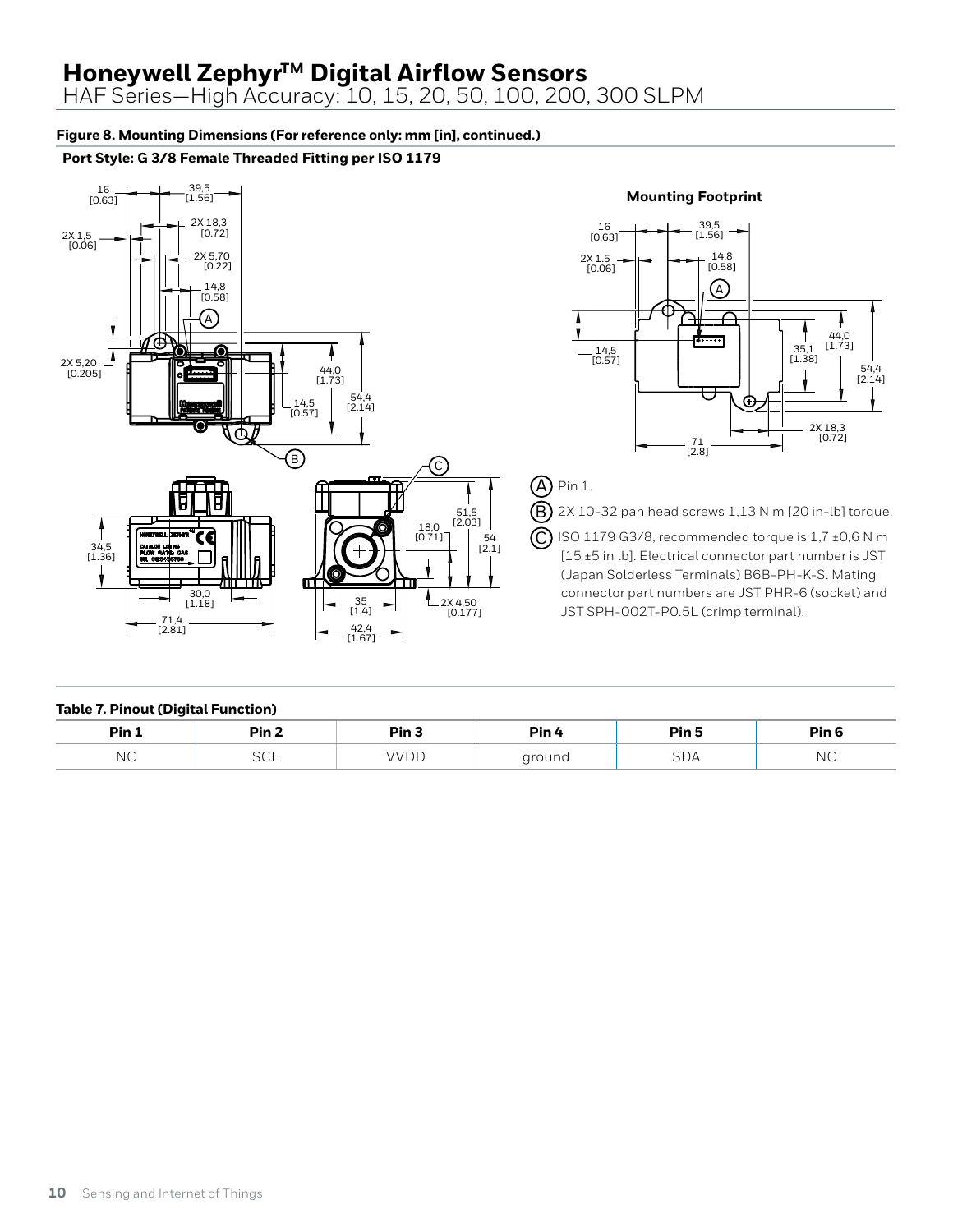# Honeywell Zephyr™ Digital Airflow Sensors

HAF Series—High Accuracy: 10, 15, 20, 50, 100, 200, 300 SLPM

**Figure 8. Mounting Dimensions (For reference only: mm [in], continued.)**

**Port Style: G 3/8 Female Threaded Fitting per ISO 1179**

**Mounting Footprint**

(A) Pin 1.

(B) 2X 10-32 pan head screws 1,13 N m [20 in-lb] torque.

(C) ISO 1179 G3/8, recommended torque is 1,7 ±0,6 N m [15 ±5 in lb]. Electrical connector part number is JST (Japan Solderless Terminals) B6B-PH-K-S. Mating connector part numbers are JST PHR-6 (socket) and JST SPH-002T-P0.5L (crimp terminal).

**Table 7. Pinout (Digital Function)**

| Pin 1 | Pin 2 | Pin 3 | Pin 4 | Pin 5 | Pin 6 |
|---|---|---|---|---|---|
| NC | SCL | VVDD | ground | SDA | NC |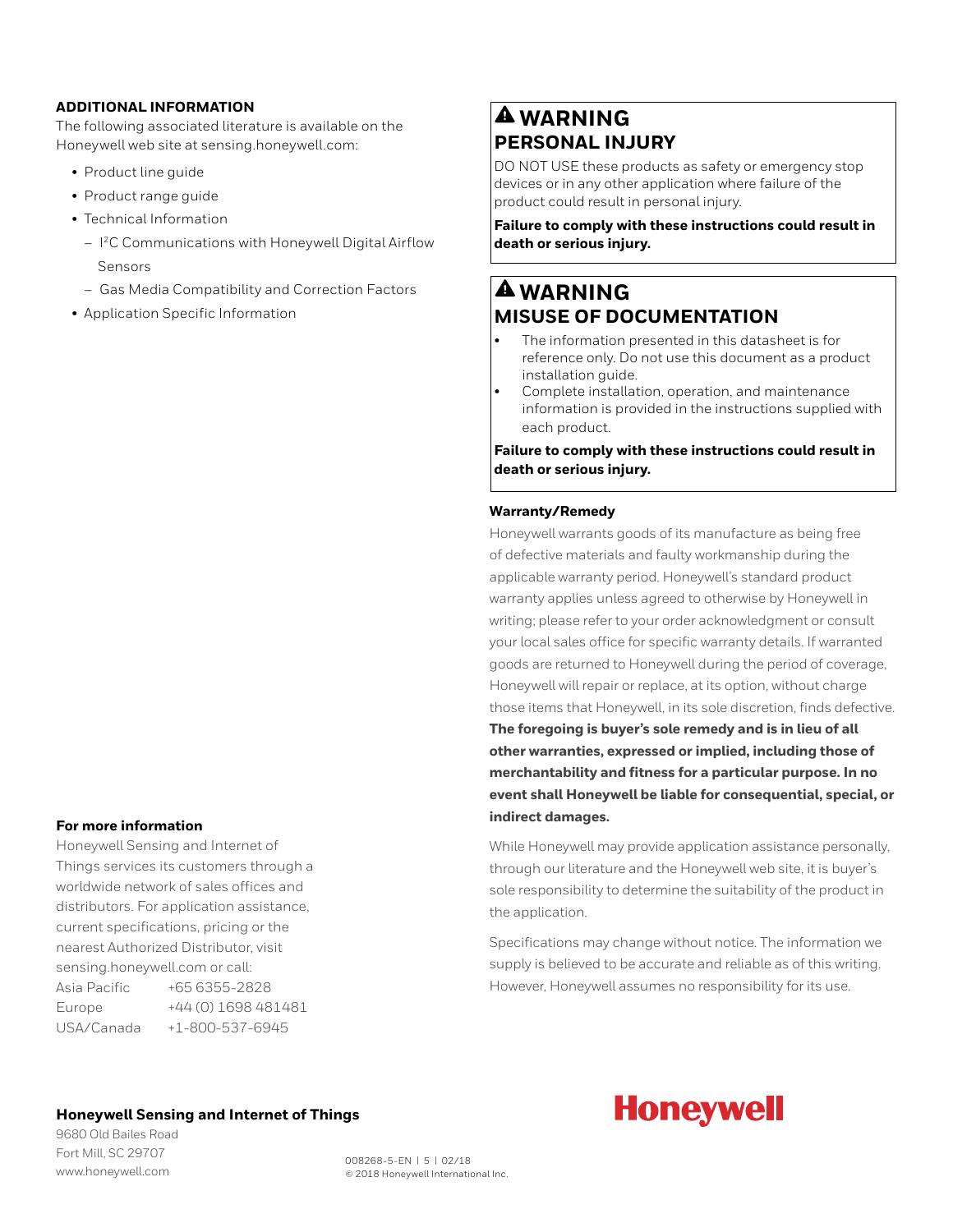## ADDITIONAL INFORMATION

The following associated literature is available on the Honeywell web site at sensing.honeywell.com:

- Product line guide
- Product range guide
- Technical Information
  - $I^2C$ Communications with Honeywell Digital Airflow Sensors
  - Gas Media Compatibility and Correction Factors
- Application Specific Information

### For more information

Honeywell Sensing and Internet of Things services its customers through a worldwide network of sales offices and distributors. For application assistance, current specifications, pricing or the nearest Authorized Distributor, visit sensing.honeywell.com or call:

| | |
|---|---|
| Asia Pacific | +65 6355-2828 |
| Europe | +44 (0) 1698 481481 |
| USA/Canada | +1-800-537-6945 |

## ⚠ WARNING
## PERSONAL INJURY

DO NOT USE these products as safety or emergency stop devices or in any other application where failure of the product could result in personal injury.

**Failure to comply with these instructions could result in death or serious injury.**

## ⚠ WARNING
## MISUSE OF DOCUMENTATION

- The information presented in this datasheet is for reference only. Do not use this document as a product installation guide.
- Complete installation, operation, and maintenance information is provided in the instructions supplied with each product.

**Failure to comply with these instructions could result in death or serious injury.**

### Warranty/Remedy

Honeywell warrants goods of its manufacture as being free of defective materials and faulty workmanship during the applicable warranty period. Honeywell's standard product warranty applies unless agreed to otherwise by Honeywell in writing; please refer to your order acknowledgment or consult your local sales office for specific warranty details. If warranted goods are returned to Honeywell during the period of coverage, Honeywell will repair or replace, at its option, without charge those items that Honeywell, in its sole discretion, finds defective. **The foregoing is buyer's sole remedy and is in lieu of all other warranties, expressed or implied, including those of merchantability and fitness for a particular purpose. In no event shall Honeywell be liable for consequential, special, or indirect damages.**

While Honeywell may provide application assistance personally, through our literature and the Honeywell web site, it is buyer's sole responsibility to determine the suitability of the product in the application.

Specifications may change without notice. The information we supply is believed to be accurate and reliable as of this writing. However, Honeywell assumes no responsibility for its use.

**Honeywell Sensing and Internet of Things**

9680 Old Bailes Road
Fort Mill, SC 29707
www.honeywell.com

008268-5-EN | 5 | 02/18
© 2018 Honeywell International Inc.

**Honeywell**